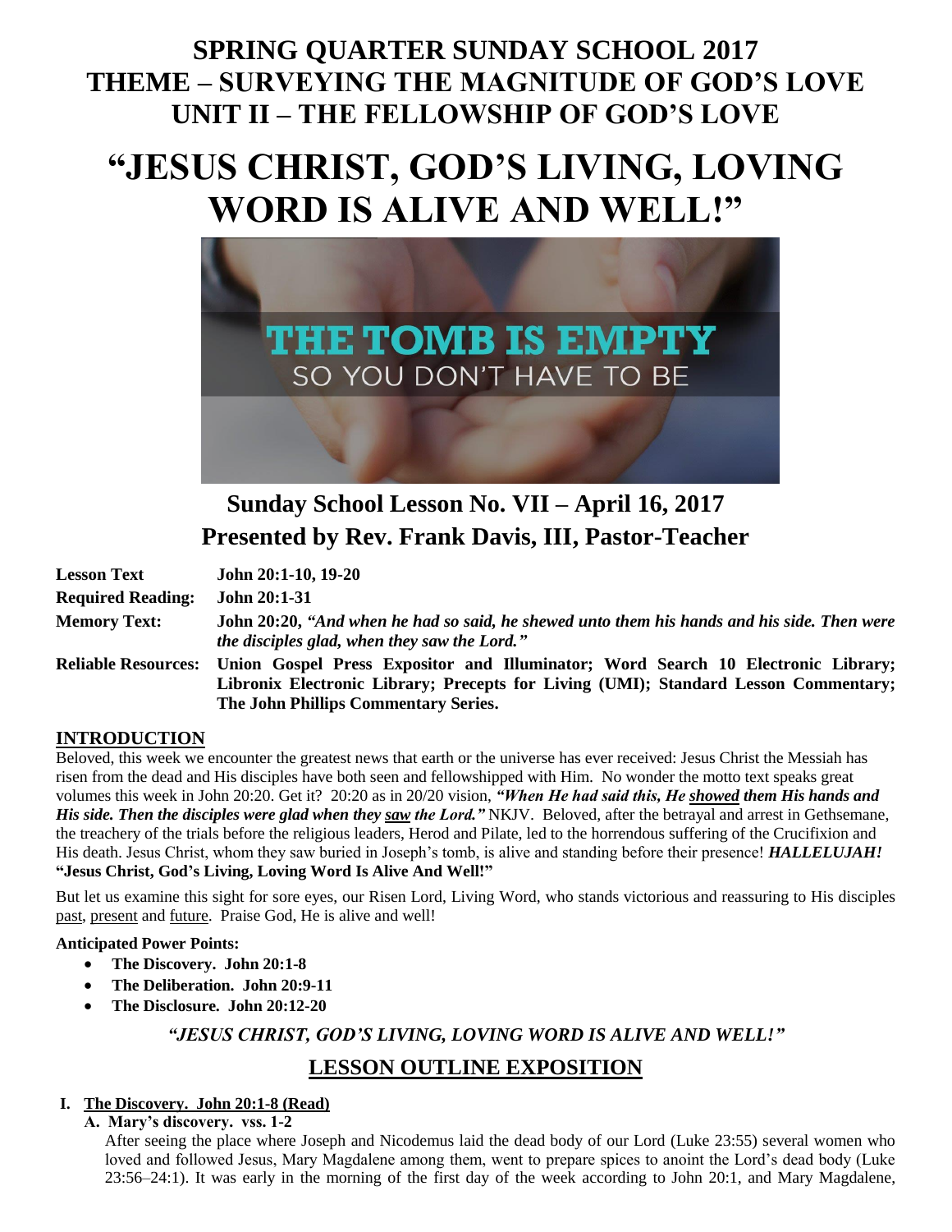# SPRING QUARTER SUNDAY SCHOOL 2017
# THEME – SURVEYING THE MAGNITUDE OF GOD'S LOVE
# UNIT II – THE FELLOWSHIP OF GOD'S LOVE

# "JESUS CHRIST, GOD'S LIVING, LOVING WORD IS ALIVE AND WELL!"

THE TOMB IS EMPTY
SO YOU DON'T HAVE TO BE

## Sunday School Lesson No. VII – April 16, 2017
## Presented by Rev. Frank Davis, III, Pastor-Teacher

**Lesson Text** **John 20:1-10, 19-20**

**Required Reading:** **John 20:1-31**

**Memory Text:** **John 20:20, *"And when he had so said, he shewed unto them his hands and his side. Then were the disciples glad, when they saw the Lord."***

**Reliable Resources:** **Union Gospel Press Expositor and Illuminator; Word Search 10 Electronic Library; Libronix Electronic Library; Precepts for Living (UMI); Standard Lesson Commentary; The John Phillips Commentary Series.**

## INTRODUCTION

Beloved, this week we encounter the greatest news that earth or the universe has ever received: Jesus Christ the Messiah has risen from the dead and His disciples have both seen and fellowshipped with Him. No wonder the motto text speaks great volumes this week in John 20:20. Get it? 20:20 as in 20/20 vision, ***"When He had said this, He showed them His hands and His side. Then the disciples were glad when they saw the Lord."*** NKJV. Beloved, after the betrayal and arrest in Gethsemane, the treachery of the trials before the religious leaders, Herod and Pilate, led to the horrendous suffering of the Crucifixion and His death. Jesus Christ, whom they saw buried in Joseph's tomb, is alive and standing before their presence! ***HALLELUJAH!*** **"Jesus Christ, God's Living, Loving Word Is Alive And Well!"**

But let us examine this sight for sore eyes, our Risen Lord, Living Word, who stands victorious and reassuring to His disciples past, present and future. Praise God, He is alive and well!

**Anticipated Power Points:**

- **The Discovery. John 20:1-8**
- **The Deliberation. John 20:9-11**
- **The Disclosure. John 20:12-20**

***"JESUS CHRIST, GOD'S LIVING, LOVING WORD IS ALIVE AND WELL!"***

## LESSON OUTLINE EXPOSITION

### I. The Discovery. John 20:1-8 (Read)

**A. Mary's discovery. vss. 1-2**

After seeing the place where Joseph and Nicodemus laid the dead body of our Lord (Luke 23:55) several women who loved and followed Jesus, Mary Magdalene among them, went to prepare spices to anoint the Lord's dead body (Luke 23:56–24:1). It was early in the morning of the first day of the week according to John 20:1, and Mary Magdalene,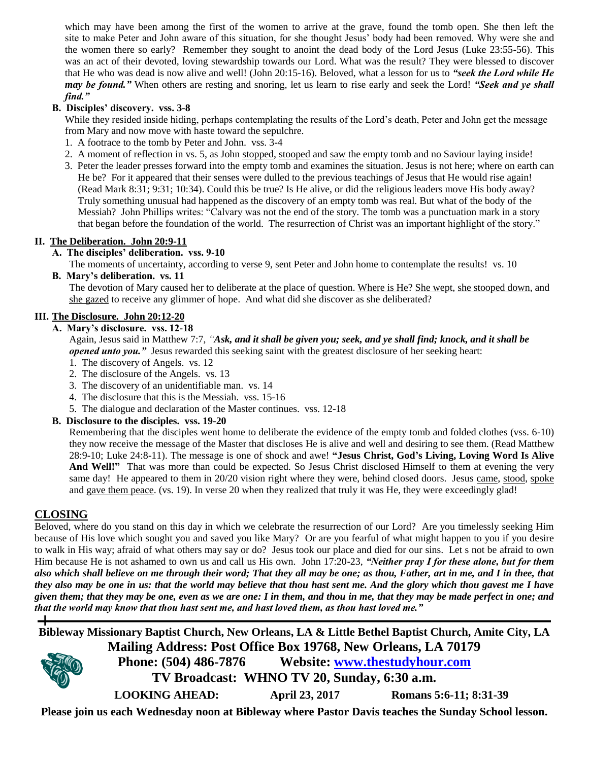which may have been among the first of the women to arrive at the grave, found the tomb open. She then left the site to make Peter and John aware of this situation, for she thought Jesus' body had been removed. Why were she and the women there so early? Remember they sought to anoint the dead body of the Lord Jesus (Luke 23:55-56). This was an act of their devoted, loving stewardship towards our Lord. What was the result? They were blessed to discover that He who was dead is now alive and well! (John 20:15-16). Beloved, what a lesson for us to ***"seek the Lord while He may be found."*** When others are resting and snoring, let us learn to rise early and seek the Lord! ***"Seek and ye shall find."***

**B. Disciples' discovery. vss. 3-8**

While they resided inside hiding, perhaps contemplating the results of the Lord's death, Peter and John get the message from Mary and now move with haste toward the sepulchre.

1. A footrace to the tomb by Peter and John. vss. 3-4
2. A moment of reflection in vs. 5, as John stopped, stooped and saw the empty tomb and no Saviour laying inside!
3. Peter the leader presses forward into the empty tomb and examines the situation. Jesus is not here; where on earth can He be? For it appeared that their senses were dulled to the previous teachings of Jesus that He would rise again! (Read Mark 8:31; 9:31; 10:34). Could this be true? Is He alive, or did the religious leaders move His body away? Truly something unusual had happened as the discovery of an empty tomb was real. But what of the body of the Messiah? John Phillips writes: "Calvary was not the end of the story. The tomb was a punctuation mark in a story that began before the foundation of the world. The resurrection of Christ was an important highlight of the story."

## II. The Deliberation. John 20:9-11

**A. The disciples' deliberation. vss. 9-10**

The moments of uncertainty, according to verse 9, sent Peter and John home to contemplate the results! vs. 10

**B. Mary's deliberation. vs. 11**

The devotion of Mary caused her to deliberate at the place of question. Where is He? She wept, she stooped down, and she gazed to receive any glimmer of hope. And what did she discover as she deliberated?

## III. The Disclosure. John 20:12-20

**A. Mary's disclosure. vss. 12-18**

Again, Jesus said in Matthew 7:7, ***"Ask, and it shall be given you; seek, and ye shall find; knock, and it shall be opened unto you."*** Jesus rewarded this seeking saint with the greatest disclosure of her seeking heart:

1. The discovery of Angels. vs. 12
2. The disclosure of the Angels. vs. 13
3. The discovery of an unidentifiable man. vs. 14
4. The disclosure that this is the Messiah. vss. 15-16
5. The dialogue and declaration of the Master continues. vss. 12-18

**B. Disclosure to the disciples. vss. 19-20**

Remembering that the disciples went home to deliberate the evidence of the empty tomb and folded clothes (vss. 6-10) they now receive the message of the Master that discloses He is alive and well and desiring to see them. (Read Matthew 28:9-10; Luke 24:8-11). The message is one of shock and awe! **"Jesus Christ, God's Living, Loving Word Is Alive And Well!"** That was more than could be expected. So Jesus Christ disclosed Himself to them at evening the very same day! He appeared to them in 20/20 vision right where they were, behind closed doors. Jesus came, stood, spoke and gave them peace. (vs. 19). In verse 20 when they realized that truly it was He, they were exceedingly glad!

## CLOSING

Beloved, where do you stand on this day in which we celebrate the resurrection of our Lord? Are you timelessly seeking Him because of His love which sought you and saved you like Mary? Or are you fearful of what might happen to you if you desire to walk in His way; afraid of what others may say or do? Jesus took our place and died for our sins. Let s not be afraid to own Him because He is not ashamed to own us and call us His own. John 17:20-23, ***"Neither pray I for these alone, but for them also which shall believe on me through their word; That they all may be one; as thou, Father, art in me, and I in thee, that they also may be one in us: that the world may believe that thou hast sent me. And the glory which thou gavest me I have given them; that they may be one, even as we are one: I in them, and thou in me, that they may be made perfect in one; and that the world may know that thou hast sent me, and hast loved them, as thou hast loved me."***

---

**Bibleway Missionary Baptist Church, New Orleans, LA & Little Bethel Baptist Church, Amite City, LA**

**Mailing Address: Post Office Box 19768, New Orleans, LA 70179**

**Phone: (504) 486-7876 Website: www.thestudyhour.com**

**TV Broadcast: WHNO TV 20, Sunday, 6:30 a.m.**

**LOOKING AHEAD: April 23, 2017 Romans 5:6-11; 8:31-39**

**Please join us each Wednesday noon at Bibleway where Pastor Davis teaches the Sunday School lesson.**